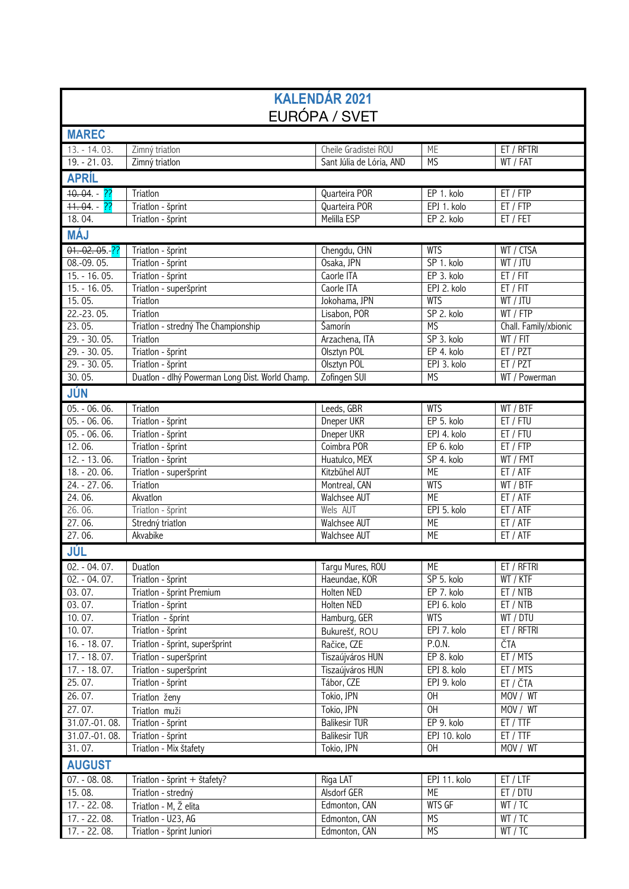# KALENDÁR 2021

## EURÓPA / SVET

| | | | | |
|---|---|---|---|---|
| **MAREC** | | | | |
| 13. - 14. 03. | Zimný triatlon | Cheile Gradistei ROU | ME | ET / RFTRI |
| 19. - 21. 03. | Zimný triatlon | Sant Júlia de Lória, AND | MS | WT / FAT |
| **APRÍL** | | | | |
| ~~10. 04.~~ - ?? | Triatlon | Quarteira POR | EP 1. kolo | ET / FTP |
| ~~11. 04.~~ - ?? | Triatlon - šprint | Quarteira POR | EPJ 1. kolo | ET / FTP |
| 18. 04. | Triatlon - šprint | Melilla ESP | EP 2. kolo | ET / FET |
| **MÁJ** | | | | |
| ~~01.-02. 05.~~-?? | Triatlon - šprint | Chengdu, CHN | WTS | WT / CTSA |
| 08.-09. 05. | Triatlon - šprint | Osaka, JPN | SP 1. kolo | WT / JTU |
| 15. - 16. 05. | Triatlon - šprint | Caorle ITA | EP 3. kolo | ET / FIT |
| 15. - 16. 05. | Triatlon - superšprint | Caorle ITA | EPJ 2. kolo | ET / FIT |
| 15. 05. | Triatlon | Jokohama, JPN | WTS | WT / JTU |
| 22.-23. 05. | Triatlon | Lisabon, POR | SP 2. kolo | WT / FTP |
| 23. 05. | Triatlon - stredný The Championship | Šamorín | MS | Chall. Family/xbionic |
| 29. - 30. 05. | Triatlon | Arzachena, ITA | SP 3. kolo | WT / FIT |
| 29. - 30. 05. | Triatlon - šprint | Olsztyn POL | EP 4. kolo | ET / PZT |
| 29. - 30. 05. | Triatlon - šprint | Olsztyn POL | EPJ 3. kolo | ET / PZT |
| 30. 05. | Duatlon - dlhý Powerman Long Dist. World Champ. | Zofingen SUI | MS | WT / Powerman |
| **JÚN** | | | | |
| 05. - 06. 06. | Triatlon | Leeds, GBR | WTS | WT / BTF |
| 05. - 06. 06. | Triatlon - šprint | Dneper UKR | EP 5. kolo | ET / FTU |
| 05. - 06. 06. | Triatlon - šprint | Dneper UKR | EPJ 4. kolo | ET / FTU |
| 12. 06. | Triatlon - šprint | Coimbra POR | EP 6. kolo | ET / FTP |
| 12. - 13. 06. | Triatlon - šprint | Huatulco, MEX | SP 4. kolo | WT / FMT |
| 18. - 20. 06. | Triatlon - superšprint | Kitzbühel AUT | ME | ET / ATF |
| 24. - 27. 06. | Triatlon | Montreal, CAN | WTS | WT / BTF |
| 24. 06. | Akvatlon | Walchsee AUT | ME | ET / ATF |
| 26. 06. | Triatlon - šprint | Wels AUT | EPJ 5. kolo | ET / ATF |
| 27. 06. | Stredný triatlon | Walchsee AUT | ME | ET / ATF |
| 27. 06. | Akvabike | Walchsee AUT | ME | ET / ATF |
| **JÚL** | | | | |
| 02. - 04. 07. | Duatlon | Targu Mures, ROU | ME | ET / RFTRI |
| 02. - 04. 07. | Triatlon - šprint | Haeundae, KOR | SP 5. kolo | WT / KTF |
| 03. 07. | Triatlon - šprint Premium | Holten NED | EP 7. kolo | ET / NTB |
| 03. 07. | Triatlon - šprint | Holten NED | EPJ 6. kolo | ET / NTB |
| 10. 07. | Triatlon - šprint | Hamburg, GER | WTS | WT / DTU |
| 10. 07. | Triatlon - šprint | Bukurešť, ROU | EPJ 7. kolo | ET / RFTRI |
| 16. - 18. 07. | Triatlon - šprint, superšprint | Račice, CZE | P.O.N. | ČTA |
| 17. - 18. 07. | Triatlon - superšprint | Tiszaújváros HUN | EP 8. kolo | ET / MTS |
| 17. - 18. 07. | Triatlon - superšprint | Tiszaújváros HUN | EPJ 8. kolo | ET / MTS |
| 25. 07. | Triatlon - šprint | Tábor, CZE | EPJ 9. kolo | ET / ČTA |
| 26. 07. | Triatlon ženy | Tokio, JPN | OH | MOV / WT |
| 27. 07. | Triatlon muži | Tokio, JPN | OH | MOV / WT |
| 31.07.-01. 08. | Triatlon - šprint | Balikesir TUR | EP 9. kolo | ET / TTF |
| 31.07.-01. 08. | Triatlon - šprint | Balikesir TUR | EPJ 10. kolo | ET / TTF |
| 31. 07. | Triatlon - Mix štafety | Tokio, JPN | OH | MOV / WT |
| **AUGUST** | | | | |
| 07. - 08. 08. | Triatlon - šprint + štafety? | Riga LAT | EPJ 11. kolo | ET / LTF |
| 15. 08. | Triatlon - stredný | Alsdorf GER | ME | ET / DTU |
| 17. - 22. 08. | Triatlon - M, Ž elita | Edmonton, CAN | WTS GF | WT / TC |
| 17. - 22. 08. | Triatlon - U23, AG | Edmonton, CAN | MS | WT / TC |
| 17. - 22. 08. | Triatlon - šprint Juniori | Edmonton, CAN | MS | WT / TC |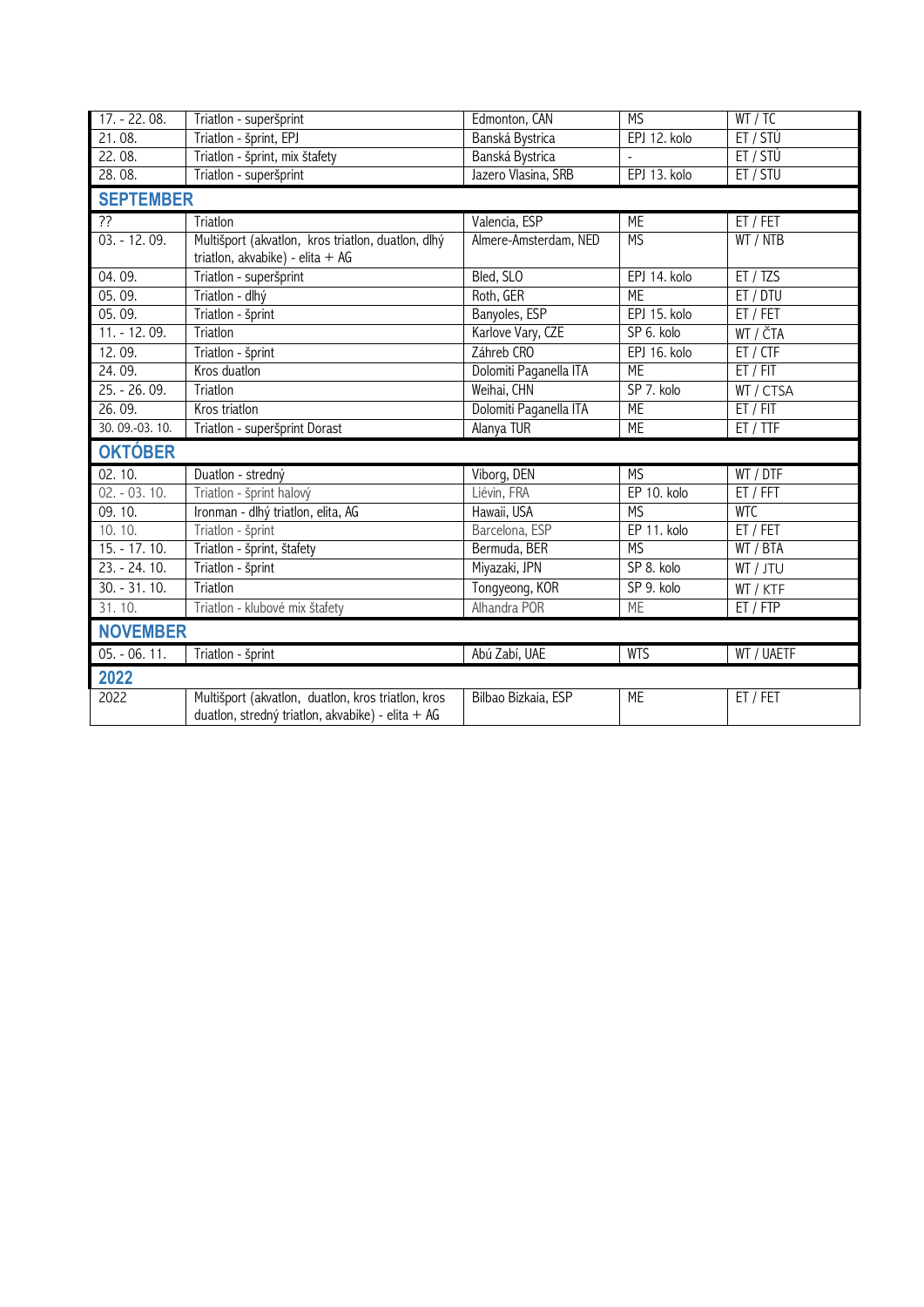| | | | | |
|---|---|---|---|---|
| 17. - 22. 08. | Triatlon - superšprint | Edmonton, CAN | MS | WT / TC |
| 21. 08. | Triatlon - šprint, EPJ | Banská Bystrica | EPJ 12. kolo | ET / STÚ |
| 22. 08. | Triatlon - šprint, mix štafety | Banská Bystrica | - | ET / STÚ |
| 28. 08. | Triatlon - superšprint | Jazero Vlasina, SRB | EPJ 13. kolo | ET / STU |
| **SEPTEMBER** | | | | |
| ?? | Triatlon | Valencia, ESP | ME | ET / FET |
| 03. - 12. 09. | Multišport (akvatlon, kros triatlon, duatlon, dlhý triatlon, akvabike) - elita + AG | Almere-Amsterdam, NED | MS | WT / NTB |
| 04. 09. | Triatlon - superšprint | Bled, SLO | EPJ 14. kolo | ET / TZS |
| 05. 09. | Triatlon - dlhý | Roth, GER | ME | ET / DTU |
| 05. 09. | Triatlon - šprint | Banyoles, ESP | EPJ 15. kolo | ET / FET |
| 11. - 12. 09. | Triatlon | Karlove Vary, CZE | SP 6. kolo | WT / ČTA |
| 12. 09. | Triatlon - šprint | Záhreb CRO | EPJ 16. kolo | ET / CTF |
| 24. 09. | Kros duatlon | Dolomiti Paganella ITA | ME | ET / FIT |
| 25. - 26. 09. | Triatlon | Weihai, CHN | SP 7. kolo | WT / CTSA |
| 26. 09. | Kros triatlon | Dolomiti Paganella ITA | ME | ET / FIT |
| 30. 09.-03. 10. | Triatlon - superšprint Dorast | Alanya TUR | ME | ET / TTF |
| **OKTÓBER** | | | | |
| 02. 10. | Duatlon - stredný | Viborg, DEN | MS | WT / DTF |
| 02. - 03. 10. | Triatlon - šprint halový | Liévin, FRA | EP 10. kolo | ET / FFT |
| 09. 10. | Ironman - dlhý triatlon, elita, AG | Hawaii, USA | MS | WTC |
| 10. 10. | Triatlon - šprint | Barcelona, ESP | EP 11. kolo | ET / FET |
| 15. - 17. 10. | Triatlon - šprint, štafety | Bermuda, BER | MS | WT / BTA |
| 23. - 24. 10. | Triatlon - šprint | Miyazaki, JPN | SP 8. kolo | WT / JTU |
| 30. - 31. 10. | Triatlon | Tongyeong, KOR | SP 9. kolo | WT / KTF |
| 31. 10. | Triatlon - klubové mix štafety | Alhandra POR | ME | ET / FTP |
| **NOVEMBER** | | | | |
| 05. - 06. 11. | Triatlon - šprint | Abú Zabí, UAE | WTS | WT / UAETF |
| **2022** | | | | |
| 2022 | Multišport (akvatlon, duatlon, kros triatlon, kros duatlon, stredný triatlon, akvabike) - elita + AG | Bilbao Bizkaia, ESP | ME | ET / FET |